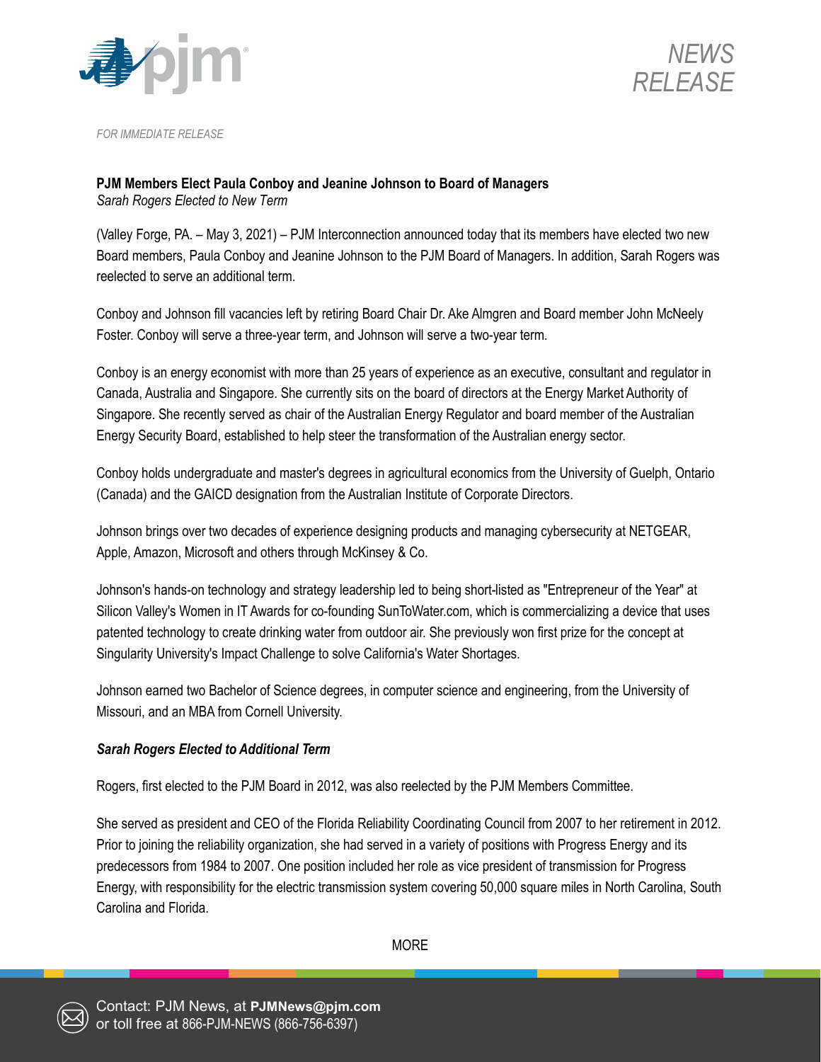NEWS RELEASE

*FOR IMMEDIATE RELEASE*

**PJM Members Elect Paula Conboy and Jeanine Johnson to Board of Managers**
*Sarah Rogers Elected to New Term*

(Valley Forge, PA. – May 3, 2021) – PJM Interconnection announced today that its members have elected two new Board members, Paula Conboy and Jeanine Johnson to the PJM Board of Managers. In addition, Sarah Rogers was reelected to serve an additional term.

Conboy and Johnson fill vacancies left by retiring Board Chair Dr. Ake Almgren and Board member John McNeely Foster. Conboy will serve a three-year term, and Johnson will serve a two-year term.

Conboy is an energy economist with more than 25 years of experience as an executive, consultant and regulator in Canada, Australia and Singapore. She currently sits on the board of directors at the Energy Market Authority of Singapore. She recently served as chair of the Australian Energy Regulator and board member of the Australian Energy Security Board, established to help steer the transformation of the Australian energy sector.

Conboy holds undergraduate and master's degrees in agricultural economics from the University of Guelph, Ontario (Canada) and the GAICD designation from the Australian Institute of Corporate Directors.

Johnson brings over two decades of experience designing products and managing cybersecurity at NETGEAR, Apple, Amazon, Microsoft and others through McKinsey & Co.

Johnson's hands-on technology and strategy leadership led to being short-listed as "Entrepreneur of the Year" at Silicon Valley's Women in IT Awards for co-founding SunToWater.com, which is commercializing a device that uses patented technology to create drinking water from outdoor air. She previously won first prize for the concept at Singularity University's Impact Challenge to solve California's Water Shortages.

Johnson earned two Bachelor of Science degrees, in computer science and engineering, from the University of Missouri, and an MBA from Cornell University.

***Sarah Rogers Elected to Additional Term***

Rogers, first elected to the PJM Board in 2012, was also reelected by the PJM Members Committee.

She served as president and CEO of the Florida Reliability Coordinating Council from 2007 to her retirement in 2012. Prior to joining the reliability organization, she had served in a variety of positions with Progress Energy and its predecessors from 1984 to 2007. One position included her role as vice president of transmission for Progress Energy, with responsibility for the electric transmission system covering 50,000 square miles in North Carolina, South Carolina and Florida.

MORE

Contact: PJM News, at **PJMNews@pjm.com** or toll free at 866-PJM-NEWS (866-756-6397)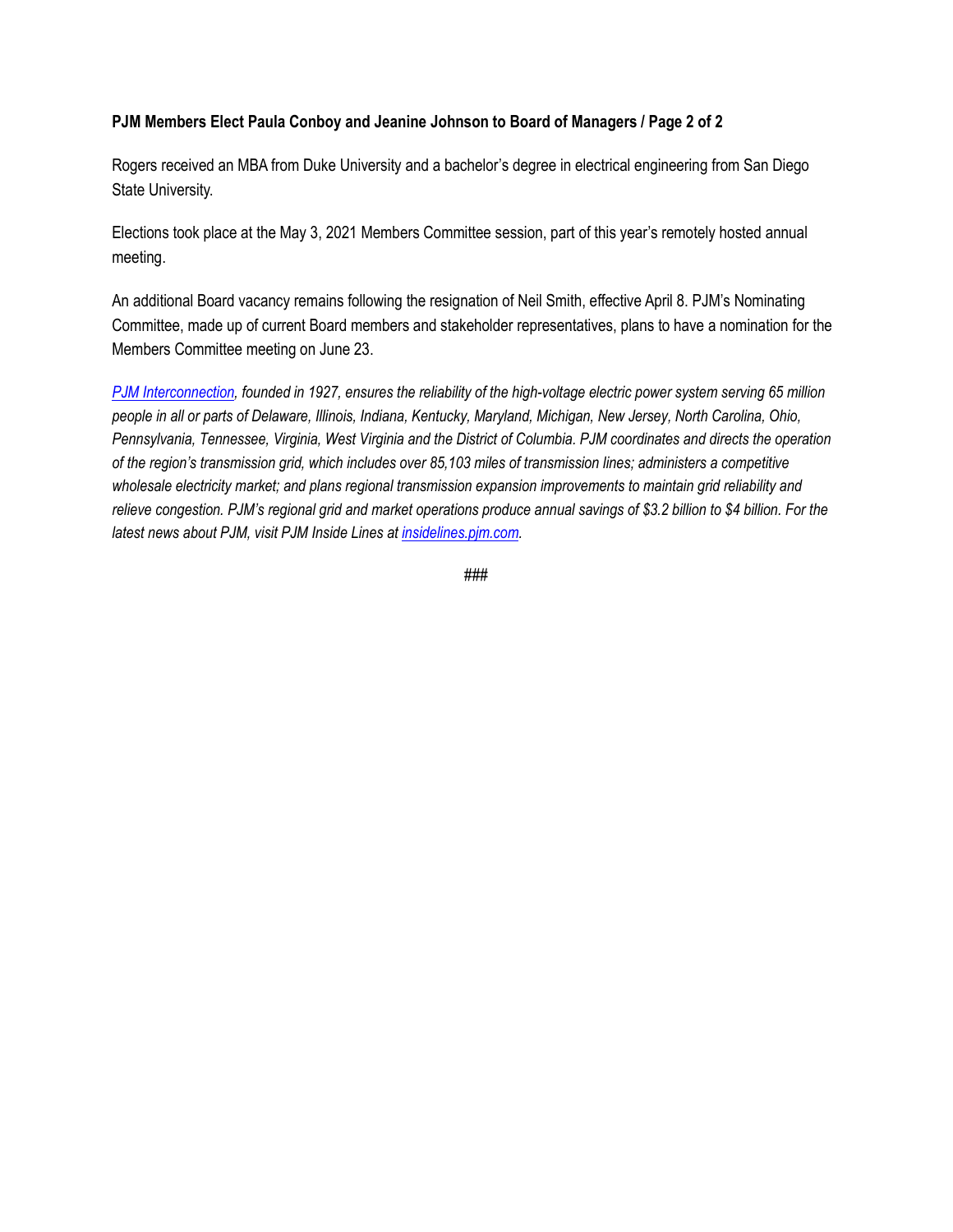Rogers received an MBA from Duke University and a bachelor's degree in electrical engineering from San Diego State University.

Elections took place at the May 3, 2021 Members Committee session, part of this year's remotely hosted annual meeting.

An additional Board vacancy remains following the resignation of Neil Smith, effective April 8. PJM's Nominating Committee, made up of current Board members and stakeholder representatives, plans to have a nomination for the Members Committee meeting on June 23.

*PJM Interconnection, founded in 1927, ensures the reliability of the high-voltage electric power system serving 65 million people in all or parts of Delaware, Illinois, Indiana, Kentucky, Maryland, Michigan, New Jersey, North Carolina, Ohio, Pennsylvania, Tennessee, Virginia, West Virginia and the District of Columbia. PJM coordinates and directs the operation of the region's transmission grid, which includes over 85,103 miles of transmission lines; administers a competitive wholesale electricity market; and plans regional transmission expansion improvements to maintain grid reliability and relieve congestion. PJM's regional grid and market operations produce annual savings of $3.2 billion to $4 billion. For the latest news about PJM, visit PJM Inside Lines at insidelines.pjm.com.*

###